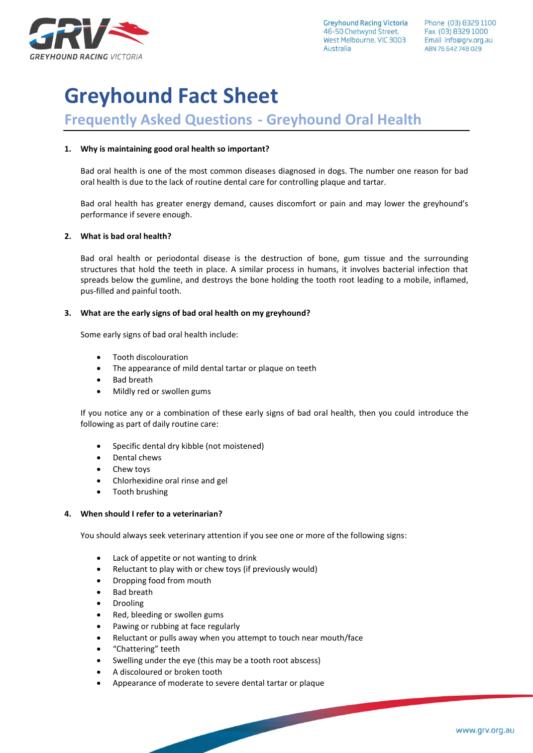Greyhound Racing Victoria
46-50 Chetwynd Street,
West Melbourne, VIC 3003
Australia

Phone (03) 8329 1100
Fax (03) 8329 1000
Email info@grv.org.au
ABN 76 642 748 029

# Greyhound Fact Sheet

## Frequently Asked Questions - Greyhound Oral Health

**1. Why is maintaining good oral health so important?**

Bad oral health is one of the most common diseases diagnosed in dogs. The number one reason for bad oral health is due to the lack of routine dental care for controlling plaque and tartar.

Bad oral health has greater energy demand, causes discomfort or pain and may lower the greyhound's performance if severe enough.

**2. What is bad oral health?**

Bad oral health or periodontal disease is the destruction of bone, gum tissue and the surrounding structures that hold the teeth in place. A similar process in humans, it involves bacterial infection that spreads below the gumline, and destroys the bone holding the tooth root leading to a mobile, inflamed, pus-filled and painful tooth.

**3. What are the early signs of bad oral health on my greyhound?**

Some early signs of bad oral health include:

- Tooth discolouration
- The appearance of mild dental tartar or plaque on teeth
- Bad breath
- Mildly red or swollen gums

If you notice any or a combination of these early signs of bad oral health, then you could introduce the following as part of daily routine care:

- Specific dental dry kibble (not moistened)
- Dental chews
- Chew toys
- Chlorhexidine oral rinse and gel
- Tooth brushing

**4. When should I refer to a veterinarian?**

You should always seek veterinary attention if you see one or more of the following signs:

- Lack of appetite or not wanting to drink
- Reluctant to play with or chew toys (if previously would)
- Dropping food from mouth
- Bad breath
- Drooling
- Red, bleeding or swollen gums
- Pawing or rubbing at face regularly
- Reluctant or pulls away when you attempt to touch near mouth/face
- "Chattering" teeth
- Swelling under the eye (this may be a tooth root abscess)
- A discoloured or broken tooth
- Appearance of moderate to severe dental tartar or plaque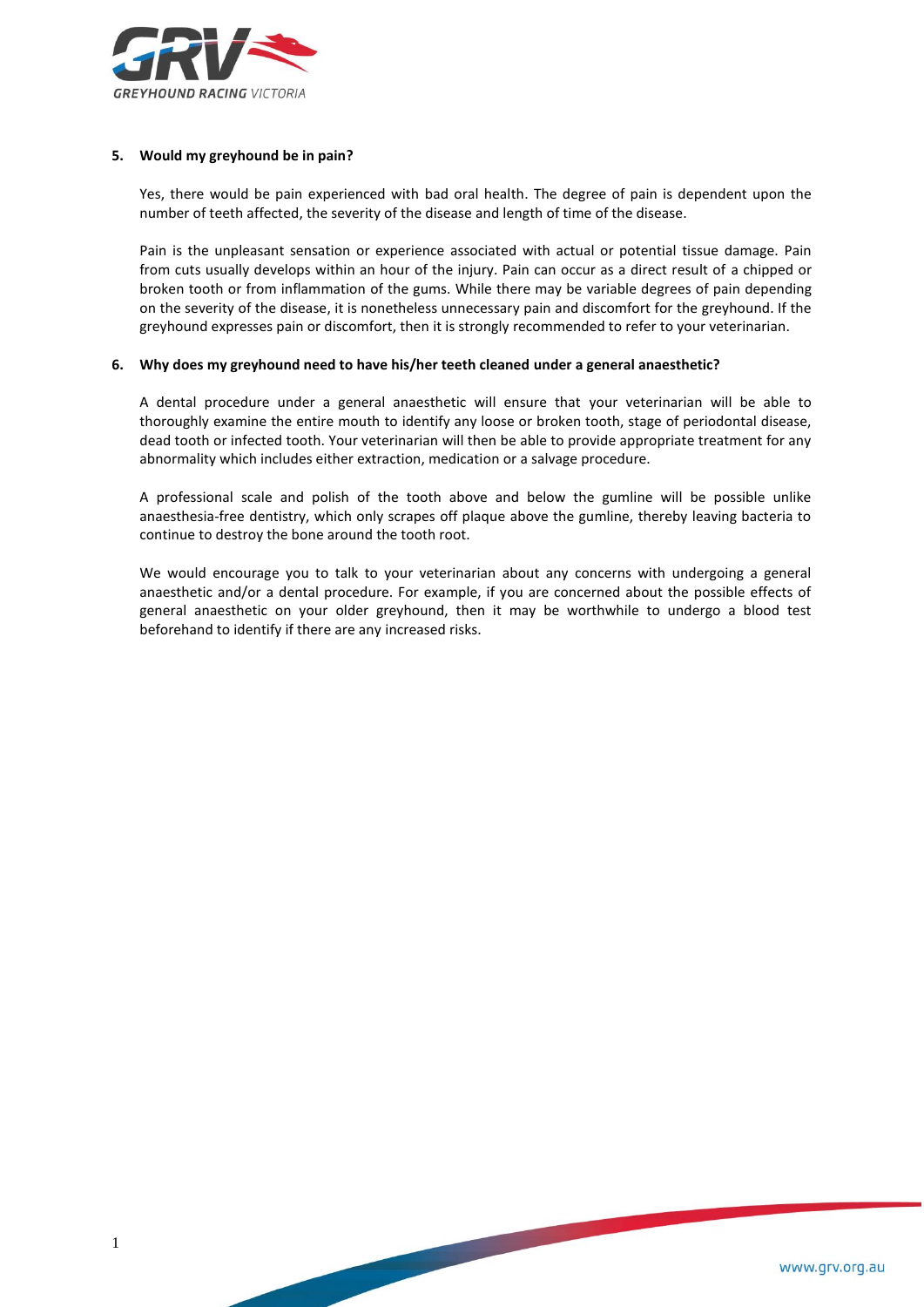**5. Would my greyhound be in pain?**

Yes, there would be pain experienced with bad oral health. The degree of pain is dependent upon the number of teeth affected, the severity of the disease and length of time of the disease.

Pain is the unpleasant sensation or experience associated with actual or potential tissue damage. Pain from cuts usually develops within an hour of the injury. Pain can occur as a direct result of a chipped or broken tooth or from inflammation of the gums. While there may be variable degrees of pain depending on the severity of the disease, it is nonetheless unnecessary pain and discomfort for the greyhound. If the greyhound expresses pain or discomfort, then it is strongly recommended to refer to your veterinarian.

**6. Why does my greyhound need to have his/her teeth cleaned under a general anaesthetic?**

A dental procedure under a general anaesthetic will ensure that your veterinarian will be able to thoroughly examine the entire mouth to identify any loose or broken tooth, stage of periodontal disease, dead tooth or infected tooth. Your veterinarian will then be able to provide appropriate treatment for any abnormality which includes either extraction, medication or a salvage procedure.

A professional scale and polish of the tooth above and below the gumline will be possible unlike anaesthesia-free dentistry, which only scrapes off plaque above the gumline, thereby leaving bacteria to continue to destroy the bone around the tooth root.

We would encourage you to talk to your veterinarian about any concerns with undergoing a general anaesthetic and/or a dental procedure. For example, if you are concerned about the possible effects of general anaesthetic on your older greyhound, then it may be worthwhile to undergo a blood test beforehand to identify if there are any increased risks.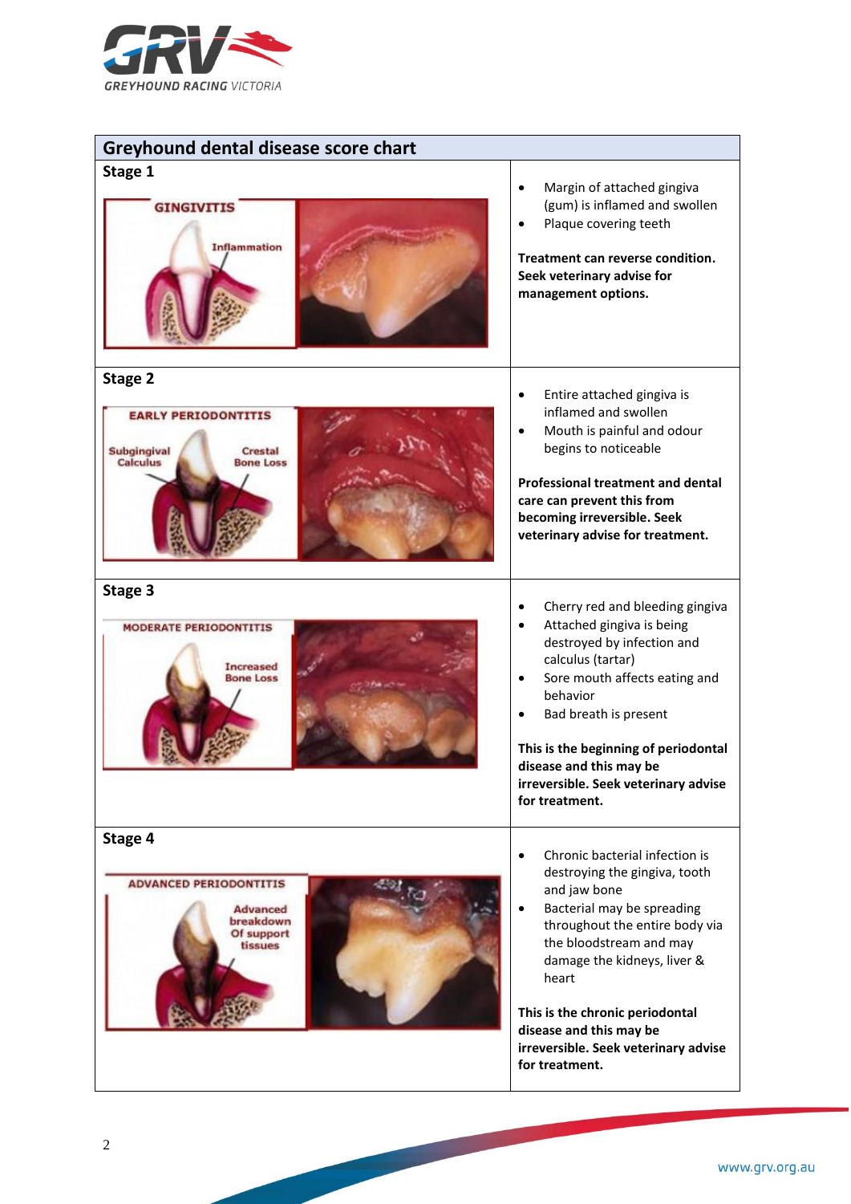| Greyhound dental disease score chart | |
|---|---|
| **Stage 1**<br>GINGIVITIS<br>Inflammation | • Margin of attached gingiva (gum) is inflamed and swollen<br>• Plaque covering teeth<br><br>**Treatment can reverse condition. Seek veterinary advise for management options.** |
| **Stage 2**<br>EARLY PERIODONTITIS<br>Subgingival Calculus<br>Crestal Bone Loss | • Entire attached gingiva is inflamed and swollen<br>• Mouth is painful and odour begins to noticeable<br><br>**Professional treatment and dental care can prevent this from becoming irreversible. Seek veterinary advise for treatment.** |
| **Stage 3**<br>MODERATE PERIODONTITIS<br>Increased Bone Loss | • Cherry red and bleeding gingiva<br>• Attached gingiva is being destroyed by infection and calculus (tartar)<br>• Sore mouth affects eating and behavior<br>• Bad breath is present<br><br>**This is the beginning of periodontal disease and this may be irreversible. Seek veterinary advise for treatment.** |
| **Stage 4**<br>ADVANCED PERIODONTITIS<br>Advanced breakdown Of support tissues | • Chronic bacterial infection is destroying the gingiva, tooth and jaw bone<br>• Bacterial may be spreading throughout the entire body via the bloodstream and may damage the kidneys, liver & heart<br><br>**This is the chronic periodontal disease and this may be irreversible. Seek veterinary advise for treatment.** |